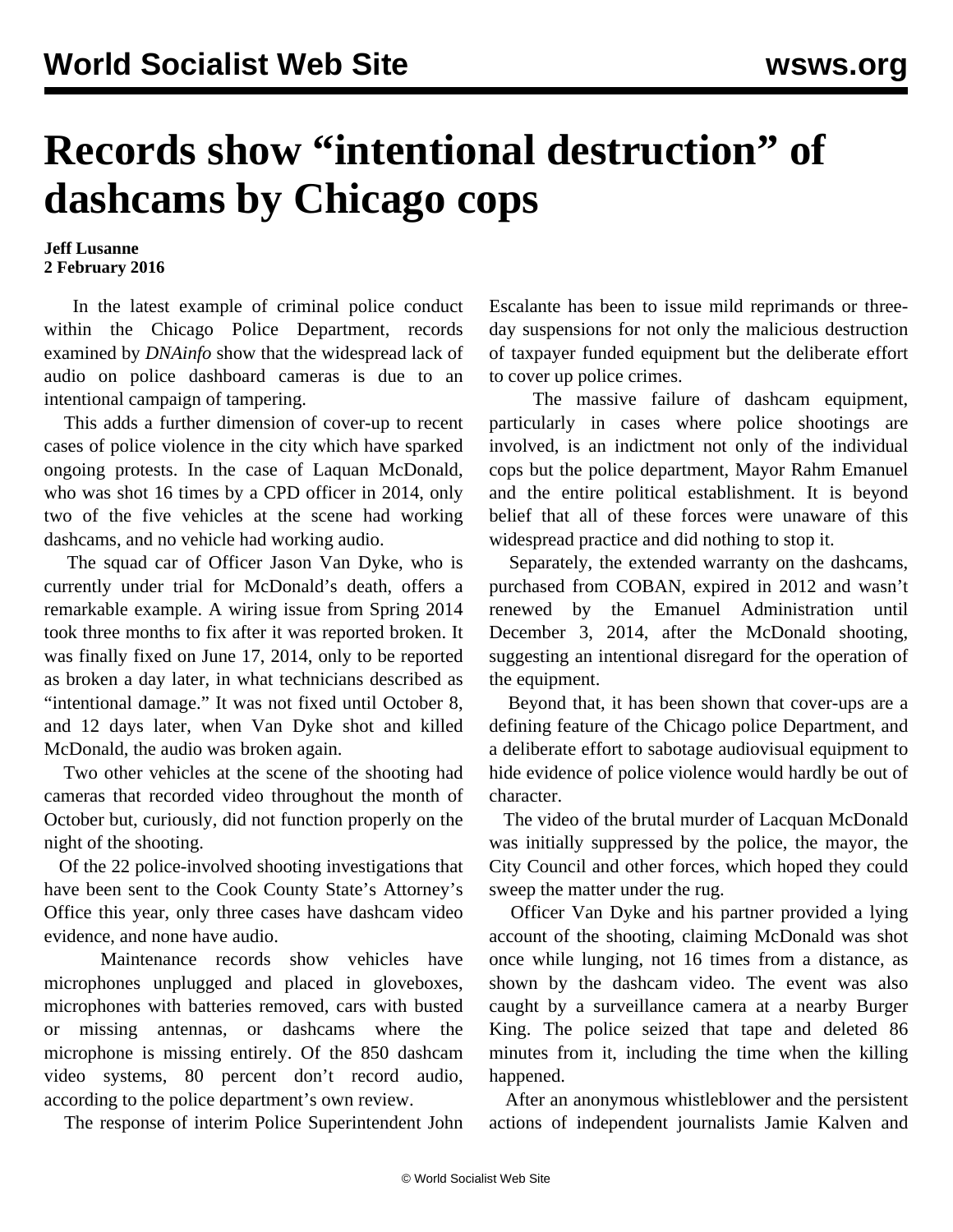# Records show "intentional destruction" of dashcams by Chicago cops

**Jeff Lusanne**
**2 February 2016**

In the latest example of criminal police conduct within the Chicago Police Department, records examined by *DNAinfo* show that the widespread lack of audio on police dashboard cameras is due to an intentional campaign of tampering.

This adds a further dimension of cover-up to recent cases of police violence in the city which have sparked ongoing protests. In the case of Laquan McDonald, who was shot 16 times by a CPD officer in 2014, only two of the five vehicles at the scene had working dashcams, and no vehicle had working audio.

The squad car of Officer Jason Van Dyke, who is currently under trial for McDonald's death, offers a remarkable example. A wiring issue from Spring 2014 took three months to fix after it was reported broken. It was finally fixed on June 17, 2014, only to be reported as broken a day later, in what technicians described as "intentional damage." It was not fixed until October 8, and 12 days later, when Van Dyke shot and killed McDonald, the audio was broken again.

Two other vehicles at the scene of the shooting had cameras that recorded video throughout the month of October but, curiously, did not function properly on the night of the shooting.

Of the 22 police-involved shooting investigations that have been sent to the Cook County State's Attorney's Office this year, only three cases have dashcam video evidence, and none have audio.

Maintenance records show vehicles have microphones unplugged and placed in gloveboxes, microphones with batteries removed, cars with busted or missing antennas, or dashcams where the microphone is missing entirely. Of the 850 dashcam video systems, 80 percent don't record audio, according to the police department's own review.

The response of interim Police Superintendent John Escalante has been to issue mild reprimands or three-day suspensions for not only the malicious destruction of taxpayer funded equipment but the deliberate effort to cover up police crimes.

The massive failure of dashcam equipment, particularly in cases where police shootings are involved, is an indictment not only of the individual cops but the police department, Mayor Rahm Emanuel and the entire political establishment. It is beyond belief that all of these forces were unaware of this widespread practice and did nothing to stop it.

Separately, the extended warranty on the dashcams, purchased from COBAN, expired in 2012 and wasn't renewed by the Emanuel Administration until December 3, 2014, after the McDonald shooting, suggesting an intentional disregard for the operation of the equipment.

Beyond that, it has been shown that cover-ups are a defining feature of the Chicago police Department, and a deliberate effort to sabotage audiovisual equipment to hide evidence of police violence would hardly be out of character.

The video of the brutal murder of Lacquan McDonald was initially suppressed by the police, the mayor, the City Council and other forces, which hoped they could sweep the matter under the rug.

Officer Van Dyke and his partner provided a lying account of the shooting, claiming McDonald was shot once while lunging, not 16 times from a distance, as shown by the dashcam video. The event was also caught by a surveillance camera at a nearby Burger King. The police seized that tape and deleted 86 minutes from it, including the time when the killing happened.

After an anonymous whistleblower and the persistent actions of independent journalists Jamie Kalven and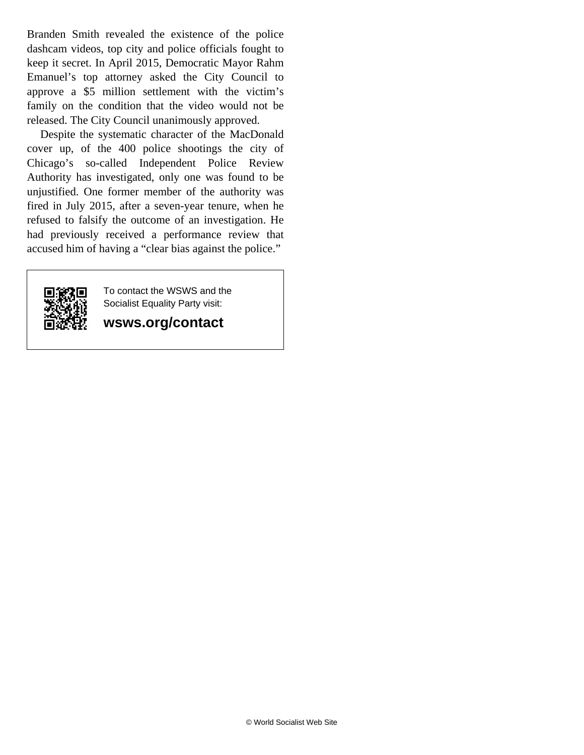Branden Smith revealed the existence of the police dashcam videos, top city and police officials fought to keep it secret. In April 2015, Democratic Mayor Rahm Emanuel's top attorney asked the City Council to approve a $5 million settlement with the victim's family on the condition that the video would not be released. The City Council unanimously approved.

Despite the systematic character of the MacDonald cover up, of the 400 police shootings the city of Chicago's so-called Independent Police Review Authority has investigated, only one was found to be unjustified. One former member of the authority was fired in July 2015, after a seven-year tenure, when he refused to falsify the outcome of an investigation. He had previously received a performance review that accused him of having a "clear bias against the police."

To contact the WSWS and the Socialist Equality Party visit:

**wsws.org/contact**